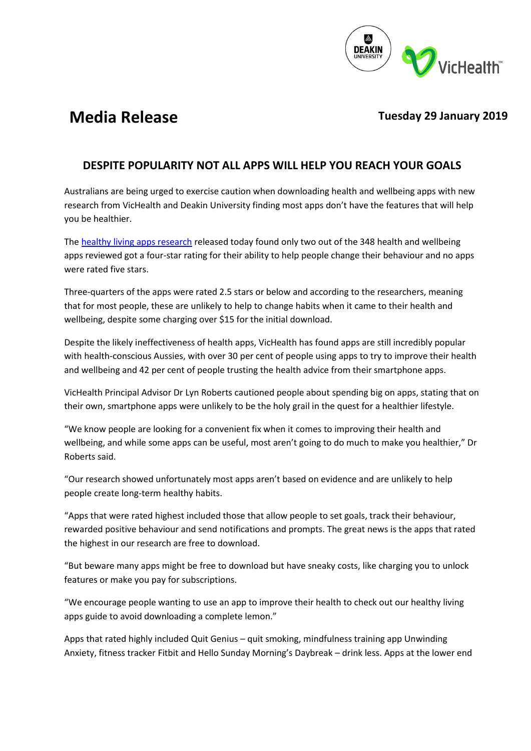# Media Release

**Tuesday 29 January 2019**

## DESPITE POPULARITY NOT ALL APPS WILL HELP YOU REACH YOUR GOALS

Australians are being urged to exercise caution when downloading health and wellbeing apps with new research from VicHealth and Deakin University finding most apps don't have the features that will help you be healthier.

The [healthy living apps research](#) released today found only two out of the 348 health and wellbeing apps reviewed got a four-star rating for their ability to help people change their behaviour and no apps were rated five stars.

Three-quarters of the apps were rated 2.5 stars or below and according to the researchers, meaning that for most people, these are unlikely to help to change habits when it came to their health and wellbeing, despite some charging over $15 for the initial download.

Despite the likely ineffectiveness of health apps, VicHealth has found apps are still incredibly popular with health-conscious Aussies, with over 30 per cent of people using apps to try to improve their health and wellbeing and 42 per cent of people trusting the health advice from their smartphone apps.

VicHealth Principal Advisor Dr Lyn Roberts cautioned people about spending big on apps, stating that on their own, smartphone apps were unlikely to be the holy grail in the quest for a healthier lifestyle.

"We know people are looking for a convenient fix when it comes to improving their health and wellbeing, and while some apps can be useful, most aren't going to do much to make you healthier," Dr Roberts said.

"Our research showed unfortunately most apps aren't based on evidence and are unlikely to help people create long-term healthy habits.

"Apps that were rated highest included those that allow people to set goals, track their behaviour, rewarded positive behaviour and send notifications and prompts. The great news is the apps that rated the highest in our research are free to download.

"But beware many apps might be free to download but have sneaky costs, like charging you to unlock features or make you pay for subscriptions.

"We encourage people wanting to use an app to improve their health to check out our healthy living apps guide to avoid downloading a complete lemon."

Apps that rated highly included Quit Genius – quit smoking, mindfulness training app Unwinding Anxiety, fitness tracker Fitbit and Hello Sunday Morning's Daybreak – drink less. Apps at the lower end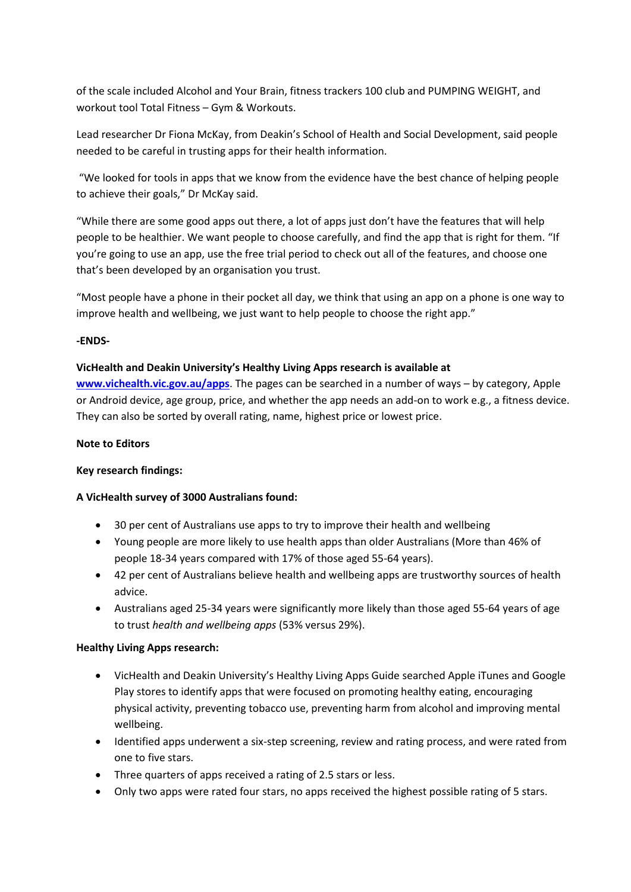of the scale included Alcohol and Your Brain, fitness trackers 100 club and PUMPING WEIGHT, and workout tool Total Fitness – Gym & Workouts.

Lead researcher Dr Fiona McKay, from Deakin's School of Health and Social Development, said people needed to be careful in trusting apps for their health information.

"We looked for tools in apps that we know from the evidence have the best chance of helping people to achieve their goals," Dr McKay said.

"While there are some good apps out there, a lot of apps just don't have the features that will help people to be healthier. We want people to choose carefully, and find the app that is right for them. "If you're going to use an app, use the free trial period to check out all of the features, and choose one that's been developed by an organisation you trust.

"Most people have a phone in their pocket all day, we think that using an app on a phone is one way to improve health and wellbeing, we just want to help people to choose the right app."

**-ENDS-**

**VicHealth and Deakin University's Healthy Living Apps research is available at** **www.vichealth.vic.gov.au/apps**. The pages can be searched in a number of ways – by category, Apple or Android device, age group, price, and whether the app needs an add-on to work e.g., a fitness device. They can also be sorted by overall rating, name, highest price or lowest price.

**Note to Editors**

**Key research findings:**

**A VicHealth survey of 3000 Australians found:**

- 30 per cent of Australians use apps to try to improve their health and wellbeing
- Young people are more likely to use health apps than older Australians (More than 46% of people 18-34 years compared with 17% of those aged 55-64 years).
- 42 per cent of Australians believe health and wellbeing apps are trustworthy sources of health advice.
- Australians aged 25-34 years were significantly more likely than those aged 55-64 years of age to trust *health and wellbeing apps* (53% versus 29%).

**Healthy Living Apps research:**

- VicHealth and Deakin University's Healthy Living Apps Guide searched Apple iTunes and Google Play stores to identify apps that were focused on promoting healthy eating, encouraging physical activity, preventing tobacco use, preventing harm from alcohol and improving mental wellbeing.
- Identified apps underwent a six-step screening, review and rating process, and were rated from one to five stars.
- Three quarters of apps received a rating of 2.5 stars or less.
- Only two apps were rated four stars, no apps received the highest possible rating of 5 stars.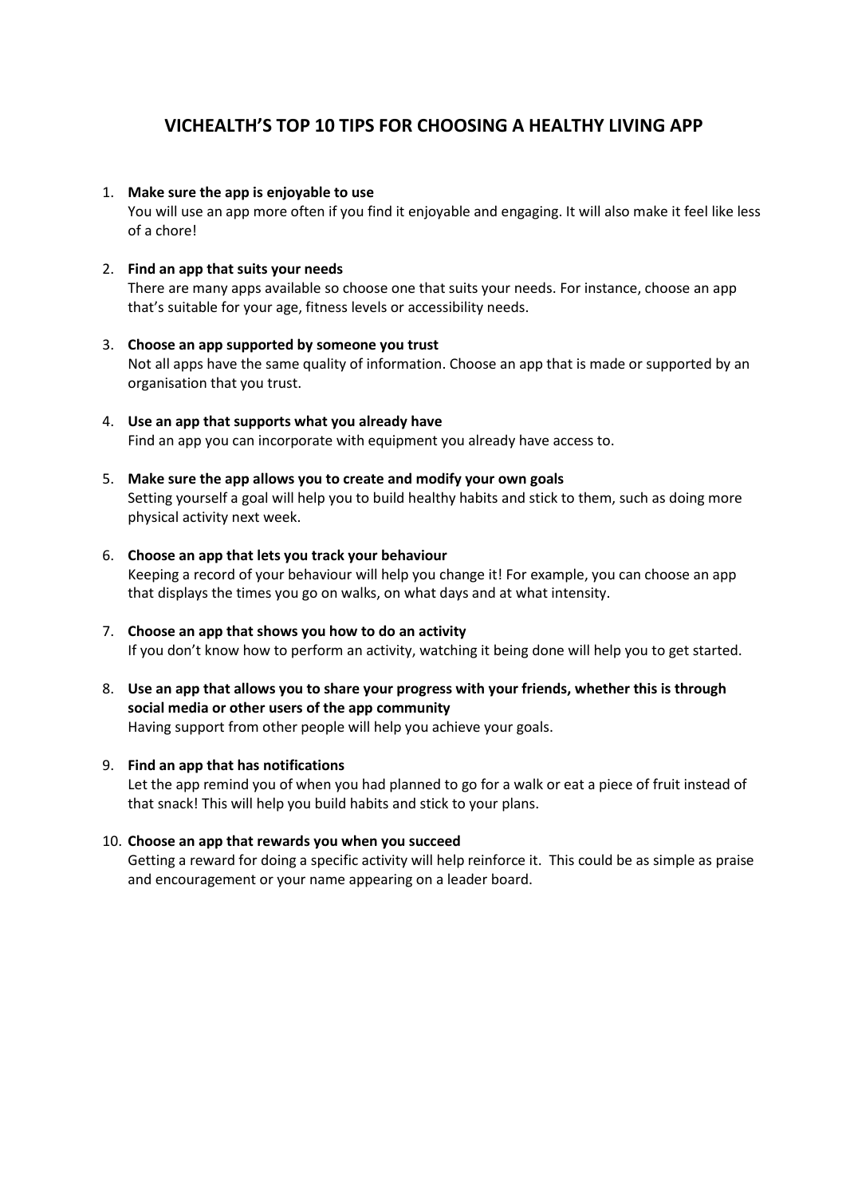# VICHEALTH'S TOP 10 TIPS FOR CHOOSING A HEALTHY LIVING APP

1. **Make sure the app is enjoyable to use**
   You will use an app more often if you find it enjoyable and engaging. It will also make it feel like less of a chore!

2. **Find an app that suits your needs**
   There are many apps available so choose one that suits your needs. For instance, choose an app that's suitable for your age, fitness levels or accessibility needs.

3. **Choose an app supported by someone you trust**
   Not all apps have the same quality of information. Choose an app that is made or supported by an organisation that you trust.

4. **Use an app that supports what you already have**
   Find an app you can incorporate with equipment you already have access to.

5. **Make sure the app allows you to create and modify your own goals**
   Setting yourself a goal will help you to build healthy habits and stick to them, such as doing more physical activity next week.

6. **Choose an app that lets you track your behaviour**
   Keeping a record of your behaviour will help you change it! For example, you can choose an app that displays the times you go on walks, on what days and at what intensity.

7. **Choose an app that shows you how to do an activity**
   If you don't know how to perform an activity, watching it being done will help you to get started.

8. **Use an app that allows you to share your progress with your friends, whether this is through social media or other users of the app community**
   Having support from other people will help you achieve your goals.

9. **Find an app that has notifications**
   Let the app remind you of when you had planned to go for a walk or eat a piece of fruit instead of that snack! This will help you build habits and stick to your plans.

10. **Choose an app that rewards you when you succeed**
    Getting a reward for doing a specific activity will help reinforce it. This could be as simple as praise and encouragement or your name appearing on a leader board.